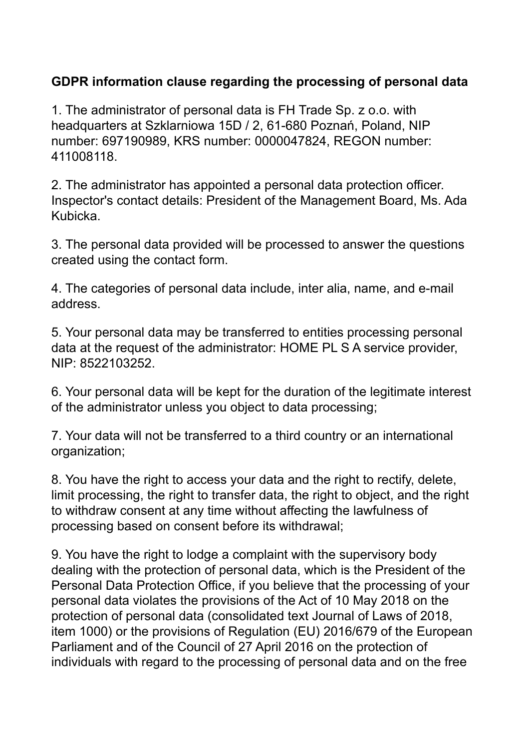**GDPR information clause regarding the processing of personal data**

1. The administrator of personal data is FH Trade Sp. z o.o. with headquarters at Szklarniowa 15D / 2, 61-680 Poznań, Poland, NIP number: 697190989, KRS number: 0000047824, REGON number: 411008118.

2. The administrator has appointed a personal data protection officer. Inspector's contact details: President of the Management Board, Ms. Ada Kubicka.

3. The personal data provided will be processed to answer the questions created using the contact form.

4. The categories of personal data include, inter alia, name, and e-mail address.

5. Your personal data may be transferred to entities processing personal data at the request of the administrator: HOME PL S A service provider, NIP: 8522103252.

6. Your personal data will be kept for the duration of the legitimate interest of the administrator unless you object to data processing;

7. Your data will not be transferred to a third country or an international organization;

8. You have the right to access your data and the right to rectify, delete, limit processing, the right to transfer data, the right to object, and the right to withdraw consent at any time without affecting the lawfulness of processing based on consent before its withdrawal;

9. You have the right to lodge a complaint with the supervisory body dealing with the protection of personal data, which is the President of the Personal Data Protection Office, if you believe that the processing of your personal data violates the provisions of the Act of 10 May 2018 on the protection of personal data (consolidated text Journal of Laws of 2018, item 1000) or the provisions of Regulation (EU) 2016/679 of the European Parliament and of the Council of 27 April 2016 on the protection of individuals with regard to the processing of personal data and on the free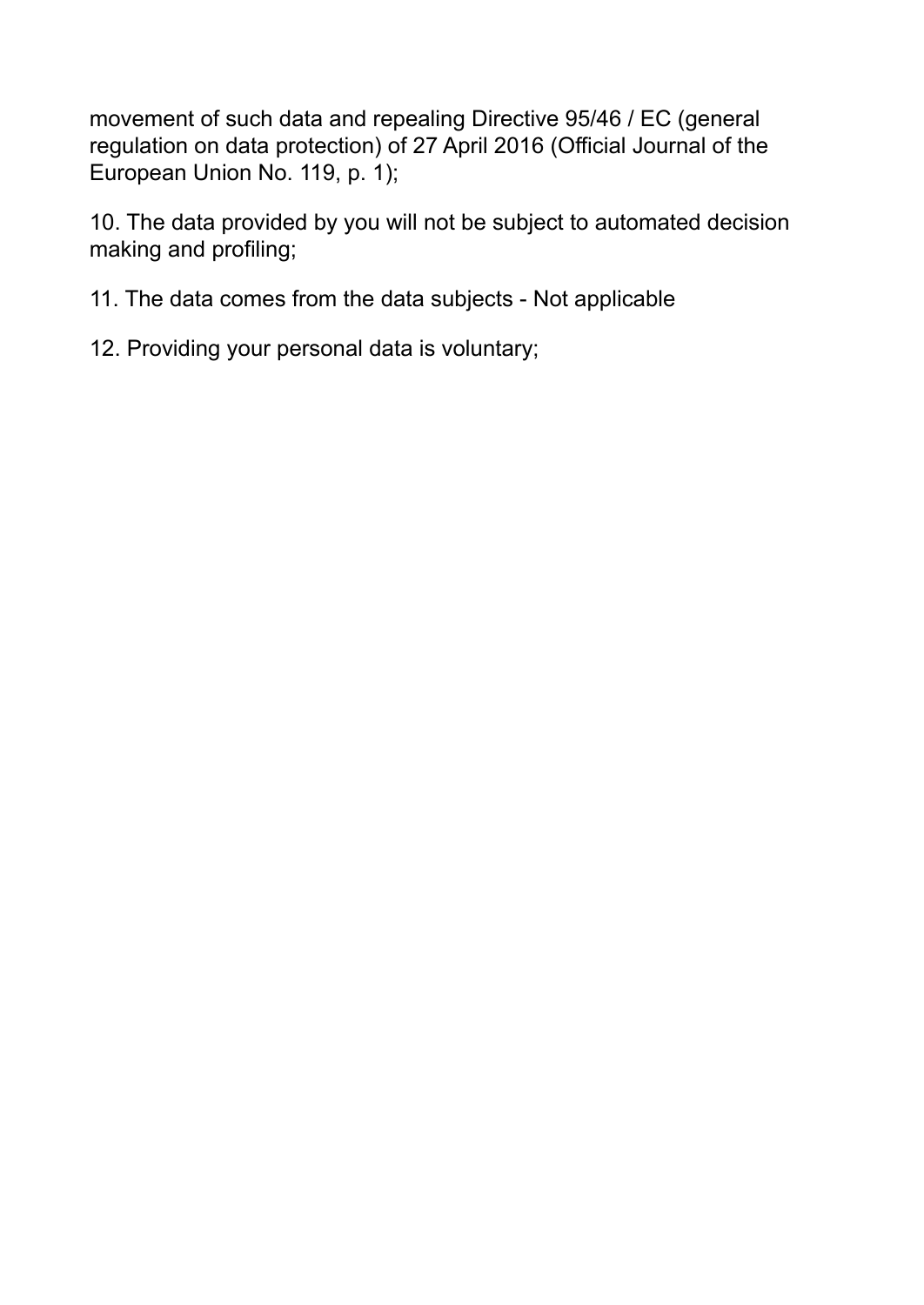movement of such data and repealing Directive 95/46 / EC (general regulation on data protection) of 27 April 2016 (Official Journal of the European Union No. 119, p. 1);

10. The data provided by you will not be subject to automated decision making and profiling;

11. The data comes from the data subjects - Not applicable

12. Providing your personal data is voluntary;